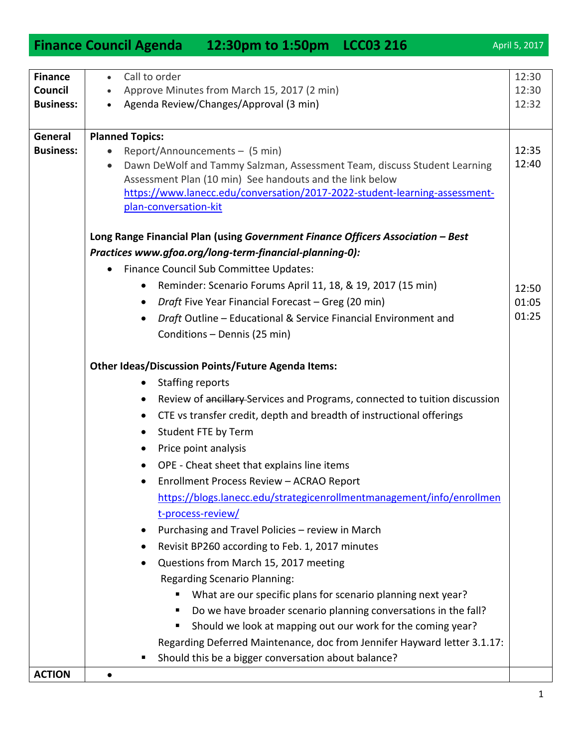# Finance Council Agenda 12:30pm to 1:50pm LCC03 216

April 5, 2017

| | | |
|---|---|---|
| **Finance Council Business:** | • Call to order<br>• Approve Minutes from March 15, 2017 (2 min)<br>• Agenda Review/Changes/Approval (3 min) | 12:30<br>12:30<br>12:32 |
| **General Business:** | **Planned Topics:**<br>• Report/Announcements – (5 min)<br>• Dawn DeWolf and Tammy Salzman, Assessment Team, discuss Student Learning Assessment Plan (10 min) See handouts and the link below https://www.lanecc.edu/conversation/2017-2022-student-learning-assessment-plan-conversation-kit<br><br>**Long Range Financial Plan (using *Government Finance Officers Association – Best Practices www.gfoa.org/long-term-financial-planning-0):***<br>• Finance Council Sub Committee Updates:<br>  ◦ Reminder: Scenario Forums April 11, 18, & 19, 2017 (15 min)<br>  ◦ *Draft* Five Year Financial Forecast – Greg (20 min)<br>  ◦ *Draft* Outline – Educational & Service Financial Environment and Conditions – Dennis (25 min)<br><br>**Other Ideas/Discussion Points/Future Agenda Items:**<br>  ◦ Staffing reports<br>  ◦ Review of ~~ancillary~~ Services and Programs, connected to tuition discussion<br>  ◦ CTE vs transfer credit, depth and breadth of instructional offerings<br>  ◦ Student FTE by Term<br>  ◦ Price point analysis<br>  ◦ OPE - Cheat sheet that explains line items<br>  ◦ Enrollment Process Review – ACRAO Report https://blogs.lanecc.edu/strategicenrollmentmanagement/info/enrollment-process-review/<br>  ◦ Purchasing and Travel Policies – review in March<br>  ◦ Revisit BP260 according to Feb. 1, 2017 minutes<br>  ◦ Questions from March 15, 2017 meeting<br>  Regarding Scenario Planning:<br>    ▪ What are our specific plans for scenario planning next year?<br>    ▪ Do we have broader scenario planning conversations in the fall?<br>    ▪ Should we look at mapping out our work for the coming year?<br>  Regarding Deferred Maintenance, doc from Jennifer Hayward letter 3.1.17:<br>    ▪ Should this be a bigger conversation about balance? | <br>12:35<br>12:40<br><br><br><br><br><br>12:50<br>01:05<br>01:25 |
| **ACTION** | • | |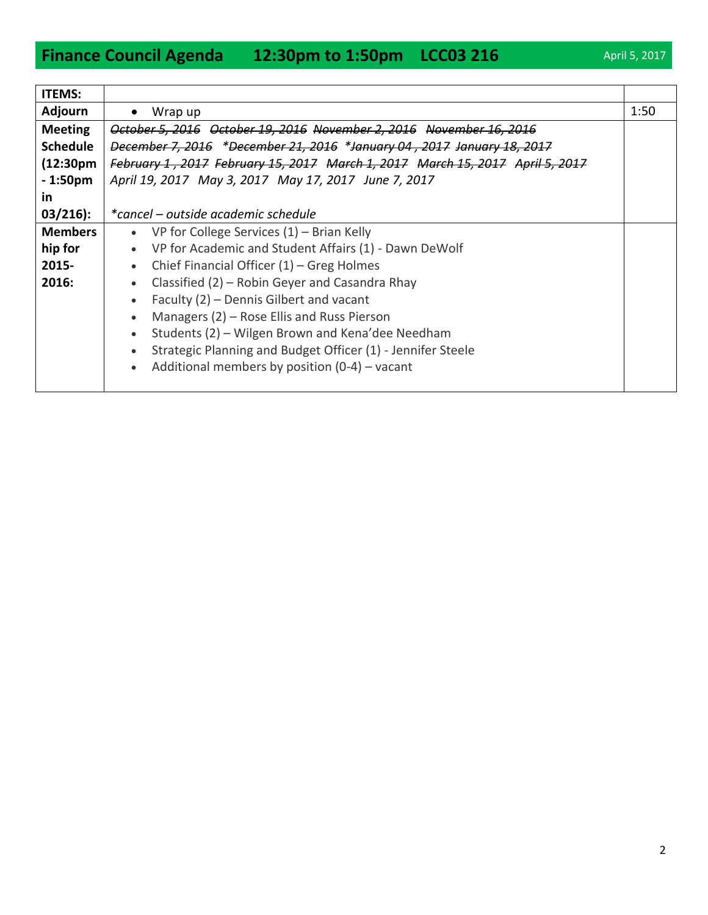# Finance Council Agenda 12:30pm to 1:50pm LCC03 216

April 5, 2017

| ITEMS: | | |
|---|---|---|
| Adjourn | • Wrap up | 1:50 |
| Meeting Schedule (12:30pm - 1:50pm in 03/216): | *~~October 5, 2016~~ ~~October 19, 2016~~ ~~November 2, 2016~~ ~~November 16, 2016~~ ~~December 7, 2016~~ ~~*December 21, 2016~~ ~~*January 04 , 2017~~ ~~January 18, 2017~~ ~~February 1 , 2017~~ ~~February 15, 2017~~ ~~March 1, 2017~~ ~~March 15, 2017~~ ~~April 5, 2017~~ April 19, 2017 May 3, 2017 May 17, 2017 June 7, 2017*<br><br>**cancel – outside academic schedule* | |
| Membership for 2015-2016: | • VP for College Services (1) – Brian Kelly<br>• VP for Academic and Student Affairs (1) - Dawn DeWolf<br>• Chief Financial Officer (1) – Greg Holmes<br>• Classified (2) – Robin Geyer and Casandra Rhay<br>• Faculty (2) – Dennis Gilbert and vacant<br>• Managers (2) – Rose Ellis and Russ Pierson<br>• Students (2) – Wilgen Brown and Kena'dee Needham<br>• Strategic Planning and Budget Officer (1) - Jennifer Steele<br>• Additional members by position (0-4) – vacant | |